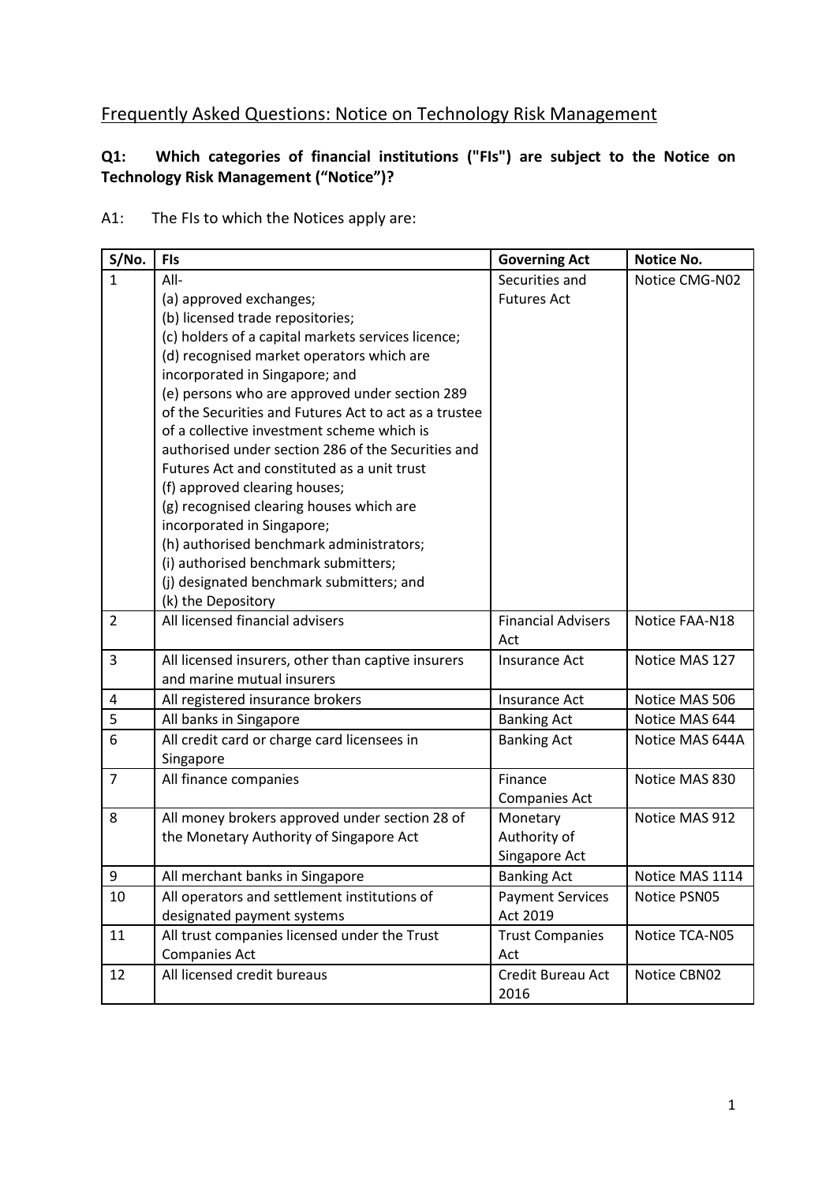# Frequently Asked Questions: Notice on Technology Risk Management

**Q1: Which categories of financial institutions ("FIs") are subject to the Notice on Technology Risk Management ("Notice")?**

A1: The FIs to which the Notices apply are:

| S/No. | FIs | Governing Act | Notice No. |
|---|---|---|---|
| 1 | All-<br>(a) approved exchanges;<br>(b) licensed trade repositories;<br>(c) holders of a capital markets services licence;<br>(d) recognised market operators which are incorporated in Singapore; and<br>(e) persons who are approved under section 289 of the Securities and Futures Act to act as a trustee of a collective investment scheme which is authorised under section 286 of the Securities and Futures Act and constituted as a unit trust<br>(f) approved clearing houses;<br>(g) recognised clearing houses which are incorporated in Singapore;<br>(h) authorised benchmark administrators;<br>(i) authorised benchmark submitters;<br>(j) designated benchmark submitters; and<br>(k) the Depository | Securities and Futures Act | Notice CMG-N02 |
| 2 | All licensed financial advisers | Financial Advisers Act | Notice FAA-N18 |
| 3 | All licensed insurers, other than captive insurers and marine mutual insurers | Insurance Act | Notice MAS 127 |
| 4 | All registered insurance brokers | Insurance Act | Notice MAS 506 |
| 5 | All banks in Singapore | Banking Act | Notice MAS 644 |
| 6 | All credit card or charge card licensees in Singapore | Banking Act | Notice MAS 644A |
| 7 | All finance companies | Finance Companies Act | Notice MAS 830 |
| 8 | All money brokers approved under section 28 of the Monetary Authority of Singapore Act | Monetary Authority of Singapore Act | Notice MAS 912 |
| 9 | All merchant banks in Singapore | Banking Act | Notice MAS 1114 |
| 10 | All operators and settlement institutions of designated payment systems | Payment Services Act 2019 | Notice PSN05 |
| 11 | All trust companies licensed under the Trust Companies Act | Trust Companies Act | Notice TCA-N05 |
| 12 | All licensed credit bureaus | Credit Bureau Act 2016 | Notice CBN02 |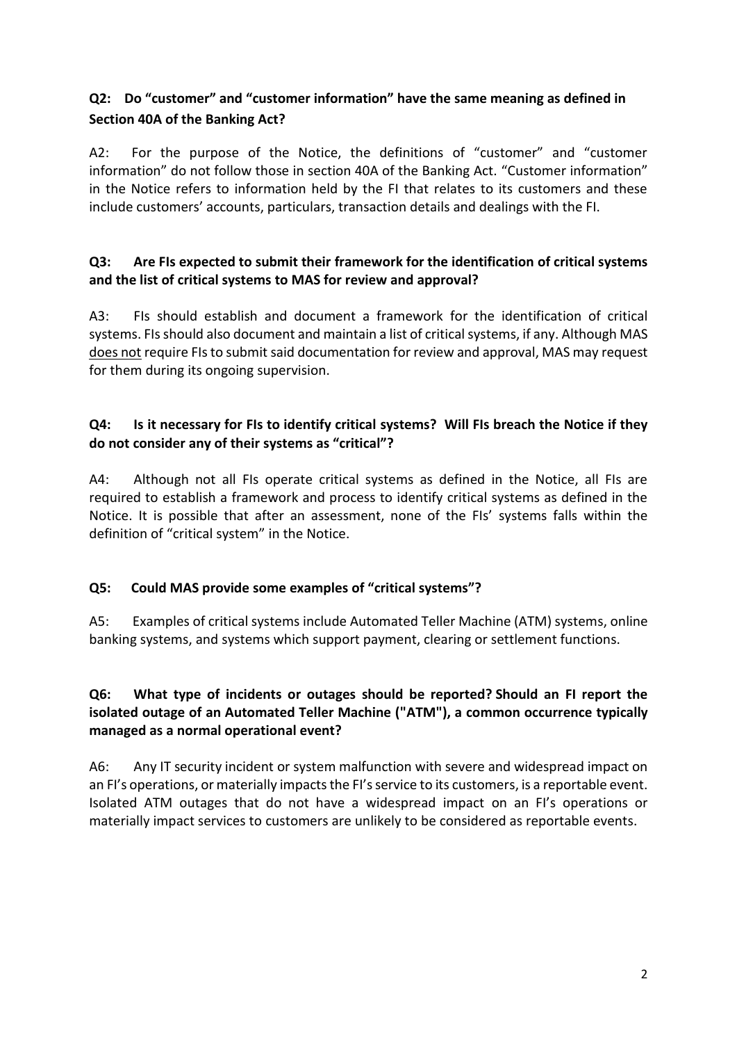**Q2: Do "customer" and "customer information" have the same meaning as defined in Section 40A of the Banking Act?**

A2: For the purpose of the Notice, the definitions of "customer" and "customer information" do not follow those in section 40A of the Banking Act. "Customer information" in the Notice refers to information held by the FI that relates to its customers and these include customers' accounts, particulars, transaction details and dealings with the FI.

**Q3: Are FIs expected to submit their framework for the identification of critical systems and the list of critical systems to MAS for review and approval?**

A3: FIs should establish and document a framework for the identification of critical systems. FIs should also document and maintain a list of critical systems, if any. Although MAS does not require FIs to submit said documentation for review and approval, MAS may request for them during its ongoing supervision.

**Q4: Is it necessary for FIs to identify critical systems? Will FIs breach the Notice if they do not consider any of their systems as "critical"?**

A4: Although not all FIs operate critical systems as defined in the Notice, all FIs are required to establish a framework and process to identify critical systems as defined in the Notice. It is possible that after an assessment, none of the FIs' systems falls within the definition of "critical system" in the Notice.

**Q5: Could MAS provide some examples of "critical systems"?**

A5: Examples of critical systems include Automated Teller Machine (ATM) systems, online banking systems, and systems which support payment, clearing or settlement functions.

**Q6: What type of incidents or outages should be reported? Should an FI report the isolated outage of an Automated Teller Machine ("ATM"), a common occurrence typically managed as a normal operational event?**

A6: Any IT security incident or system malfunction with severe and widespread impact on an FI's operations, or materially impacts the FI's service to its customers, is a reportable event. Isolated ATM outages that do not have a widespread impact on an FI's operations or materially impact services to customers are unlikely to be considered as reportable events.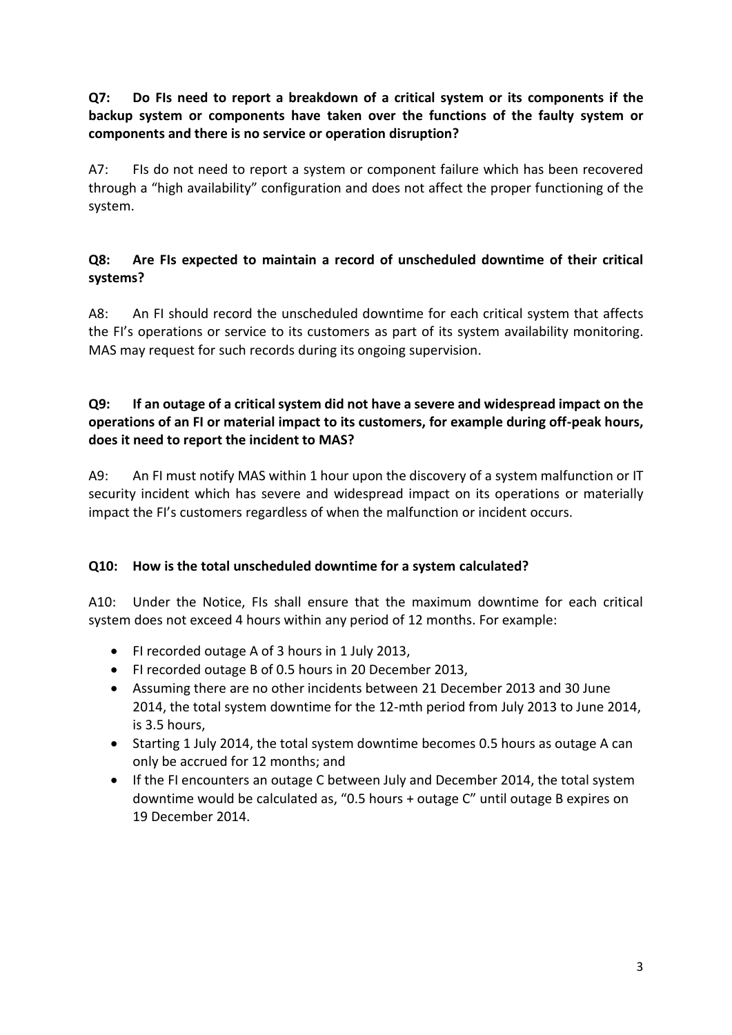**Q7: Do FIs need to report a breakdown of a critical system or its components if the backup system or components have taken over the functions of the faulty system or components and there is no service or operation disruption?**

A7: FIs do not need to report a system or component failure which has been recovered through a "high availability" configuration and does not affect the proper functioning of the system.

**Q8: Are FIs expected to maintain a record of unscheduled downtime of their critical systems?**

A8: An FI should record the unscheduled downtime for each critical system that affects the FI's operations or service to its customers as part of its system availability monitoring. MAS may request for such records during its ongoing supervision.

**Q9: If an outage of a critical system did not have a severe and widespread impact on the operations of an FI or material impact to its customers, for example during off-peak hours, does it need to report the incident to MAS?**

A9: An FI must notify MAS within 1 hour upon the discovery of a system malfunction or IT security incident which has severe and widespread impact on its operations or materially impact the FI's customers regardless of when the malfunction or incident occurs.

**Q10: How is the total unscheduled downtime for a system calculated?**

A10: Under the Notice, FIs shall ensure that the maximum downtime for each critical system does not exceed 4 hours within any period of 12 months. For example:

- FI recorded outage A of 3 hours in 1 July 2013,
- FI recorded outage B of 0.5 hours in 20 December 2013,
- Assuming there are no other incidents between 21 December 2013 and 30 June 2014, the total system downtime for the 12-mth period from July 2013 to June 2014, is 3.5 hours,
- Starting 1 July 2014, the total system downtime becomes 0.5 hours as outage A can only be accrued for 12 months; and
- If the FI encounters an outage C between July and December 2014, the total system downtime would be calculated as, "0.5 hours + outage C" until outage B expires on 19 December 2014.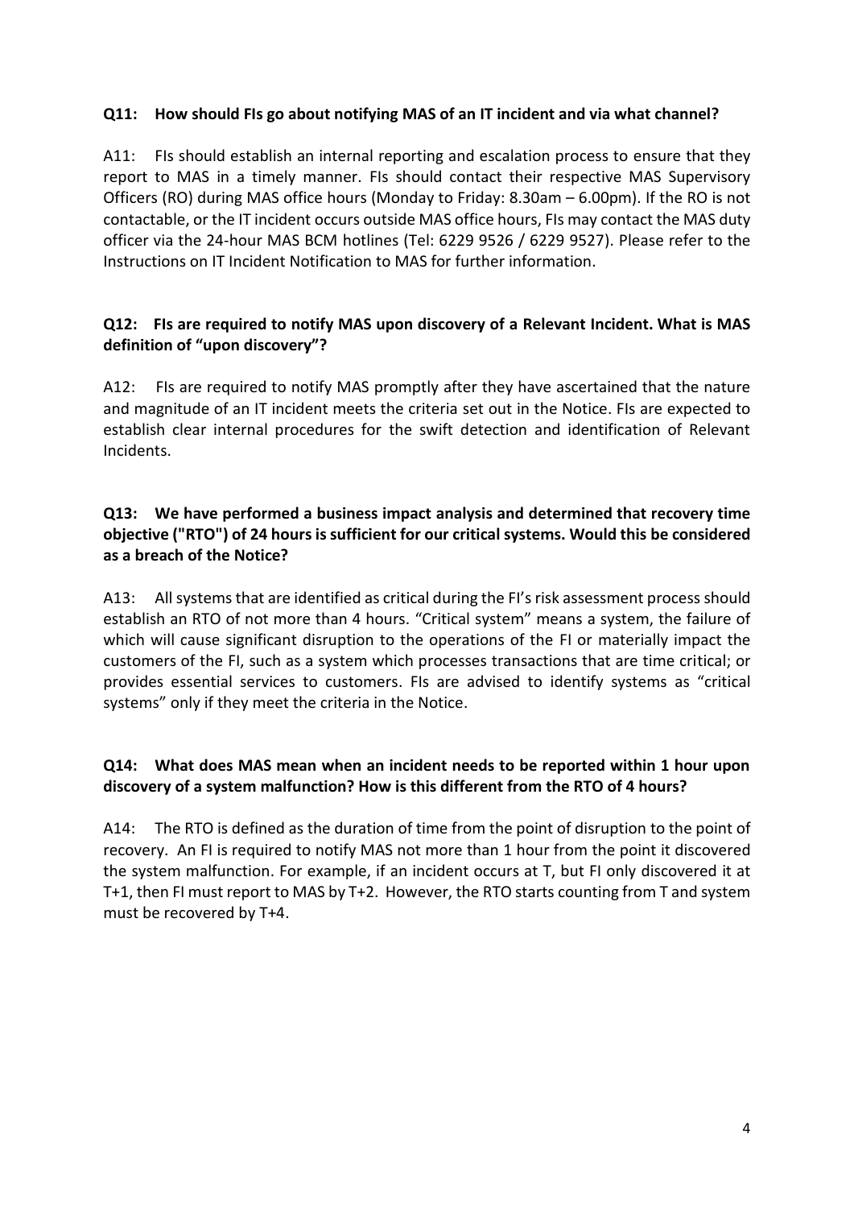**Q11: How should FIs go about notifying MAS of an IT incident and via what channel?**

A11: FIs should establish an internal reporting and escalation process to ensure that they report to MAS in a timely manner. FIs should contact their respective MAS Supervisory Officers (RO) during MAS office hours (Monday to Friday: 8.30am – 6.00pm). If the RO is not contactable, or the IT incident occurs outside MAS office hours, FIs may contact the MAS duty officer via the 24-hour MAS BCM hotlines (Tel: 6229 9526 / 6229 9527). Please refer to the Instructions on IT Incident Notification to MAS for further information.

**Q12: FIs are required to notify MAS upon discovery of a Relevant Incident. What is MAS definition of "upon discovery"?**

A12: FIs are required to notify MAS promptly after they have ascertained that the nature and magnitude of an IT incident meets the criteria set out in the Notice. FIs are expected to establish clear internal procedures for the swift detection and identification of Relevant Incidents.

**Q13: We have performed a business impact analysis and determined that recovery time objective ("RTO") of 24 hours is sufficient for our critical systems. Would this be considered as a breach of the Notice?**

A13: All systems that are identified as critical during the FI's risk assessment process should establish an RTO of not more than 4 hours. "Critical system" means a system, the failure of which will cause significant disruption to the operations of the FI or materially impact the customers of the FI, such as a system which processes transactions that are time critical; or provides essential services to customers. FIs are advised to identify systems as "critical systems" only if they meet the criteria in the Notice.

**Q14: What does MAS mean when an incident needs to be reported within 1 hour upon discovery of a system malfunction? How is this different from the RTO of 4 hours?**

A14: The RTO is defined as the duration of time from the point of disruption to the point of recovery. An FI is required to notify MAS not more than 1 hour from the point it discovered the system malfunction. For example, if an incident occurs at T, but FI only discovered it at T+1, then FI must report to MAS by T+2. However, the RTO starts counting from T and system must be recovered by T+4.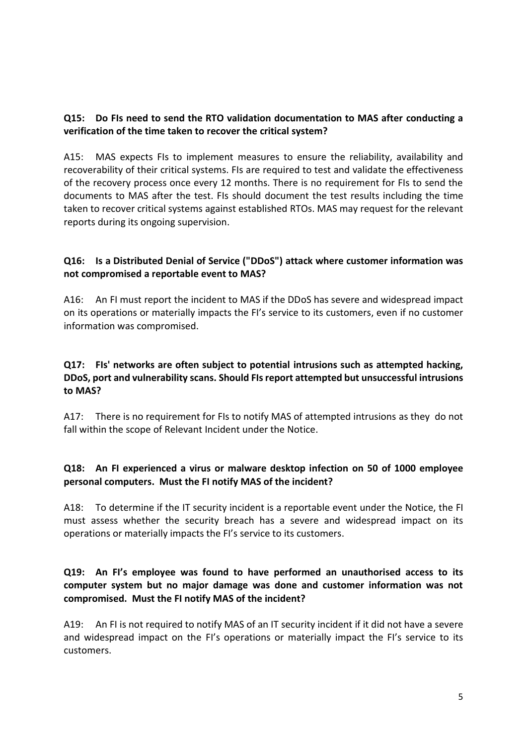**Q15: Do FIs need to send the RTO validation documentation to MAS after conducting a verification of the time taken to recover the critical system?**

A15: MAS expects FIs to implement measures to ensure the reliability, availability and recoverability of their critical systems. FIs are required to test and validate the effectiveness of the recovery process once every 12 months. There is no requirement for FIs to send the documents to MAS after the test. FIs should document the test results including the time taken to recover critical systems against established RTOs. MAS may request for the relevant reports during its ongoing supervision.

**Q16: Is a Distributed Denial of Service ("DDoS") attack where customer information was not compromised a reportable event to MAS?**

A16: An FI must report the incident to MAS if the DDoS has severe and widespread impact on its operations or materially impacts the FI's service to its customers, even if no customer information was compromised.

**Q17: FIs' networks are often subject to potential intrusions such as attempted hacking, DDoS, port and vulnerability scans. Should FIs report attempted but unsuccessful intrusions to MAS?**

A17: There is no requirement for FIs to notify MAS of attempted intrusions as they do not fall within the scope of Relevant Incident under the Notice.

**Q18: An FI experienced a virus or malware desktop infection on 50 of 1000 employee personal computers. Must the FI notify MAS of the incident?**

A18: To determine if the IT security incident is a reportable event under the Notice, the FI must assess whether the security breach has a severe and widespread impact on its operations or materially impacts the FI's service to its customers.

**Q19: An FI's employee was found to have performed an unauthorised access to its computer system but no major damage was done and customer information was not compromised. Must the FI notify MAS of the incident?**

A19: An FI is not required to notify MAS of an IT security incident if it did not have a severe and widespread impact on the FI's operations or materially impact the FI's service to its customers.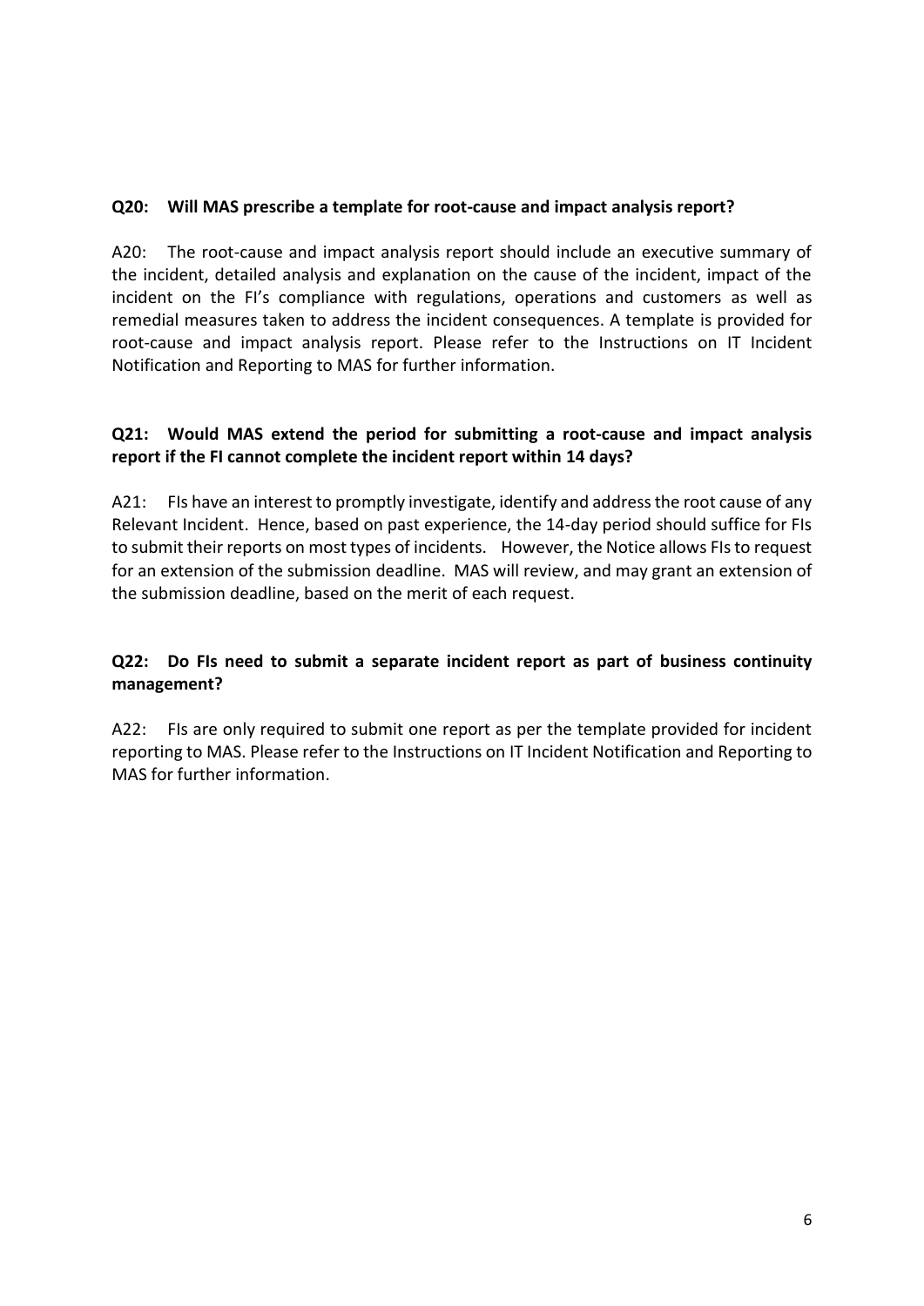**Q20: Will MAS prescribe a template for root-cause and impact analysis report?**

A20: The root-cause and impact analysis report should include an executive summary of the incident, detailed analysis and explanation on the cause of the incident, impact of the incident on the FI's compliance with regulations, operations and customers as well as remedial measures taken to address the incident consequences. A template is provided for root-cause and impact analysis report. Please refer to the Instructions on IT Incident Notification and Reporting to MAS for further information.

**Q21: Would MAS extend the period for submitting a root-cause and impact analysis report if the FI cannot complete the incident report within 14 days?**

A21: FIs have an interest to promptly investigate, identify and address the root cause of any Relevant Incident. Hence, based on past experience, the 14-day period should suffice for FIs to submit their reports on most types of incidents. However, the Notice allows FIs to request for an extension of the submission deadline. MAS will review, and may grant an extension of the submission deadline, based on the merit of each request.

**Q22: Do FIs need to submit a separate incident report as part of business continuity management?**

A22: FIs are only required to submit one report as per the template provided for incident reporting to MAS. Please refer to the Instructions on IT Incident Notification and Reporting to MAS for further information.